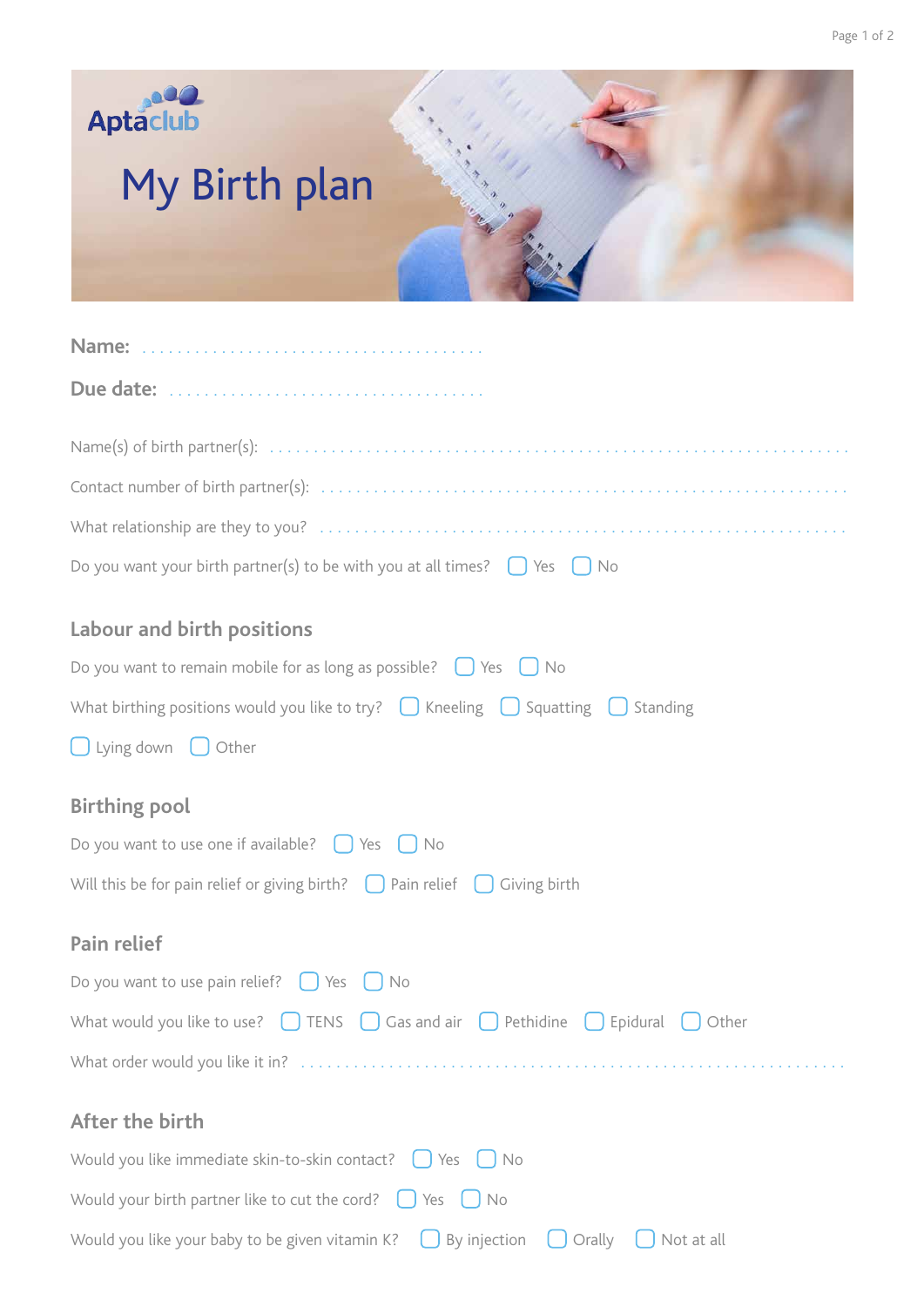Aptaclub

# My Birth plan

**Name:** ........................................

**Due date:** ....................................

Name(s) of birth partner(s): ..........................................................................

Contact number of birth partner(s): ..........................................................................

What relationship are they to you? ..........................................................................

Do you want your birth partner(s) to be with you at all times? ☐ Yes ☐ No

## Labour and birth positions

Do you want to remain mobile for as long as possible? ☐ Yes ☐ No

What birthing positions would you like to try? ☐ Kneeling ☐ Squatting ☐ Standing ☐ Lying down ☐ Other

## Birthing pool

Do you want to use one if available? ☐ Yes ☐ No

Will this be for pain relief or giving birth? ☐ Pain relief ☐ Giving birth

## Pain relief

Do you want to use pain relief? ☐ Yes ☐ No

What would you like to use? ☐ TENS ☐ Gas and air ☐ Pethidine ☐ Epidural ☐ Other

What order would you like it in? ..........................................................................

## After the birth

Would you like immediate skin-to-skin contact? ☐ Yes ☐ No

Would your birth partner like to cut the cord? ☐ Yes ☐ No

Would you like your baby to be given vitamin K? ☐ By injection ☐ Orally ☐ Not at all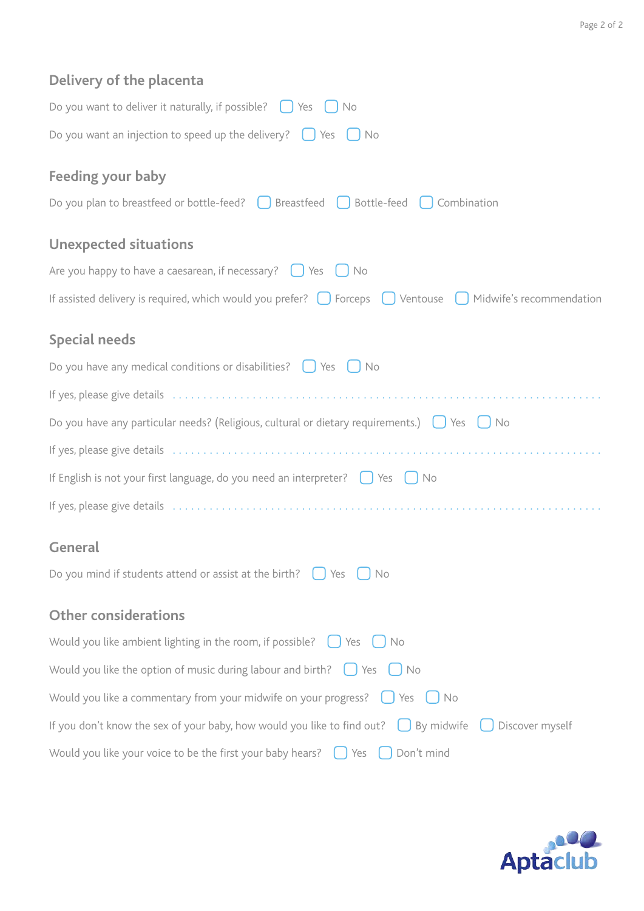## Delivery of the placenta

Do you want to deliver it naturally, if possible? ☐ Yes ☐ No

Do you want an injection to speed up the delivery? ☐ Yes ☐ No

## Feeding your baby

Do you plan to breastfeed or bottle-feed? ☐ Breastfeed ☐ Bottle-feed ☐ Combination

## Unexpected situations

Are you happy to have a caesarean, if necessary? ☐ Yes ☐ No

If assisted delivery is required, which would you prefer? ☐ Forceps ☐ Ventouse ☐ Midwife's recommendation

## Special needs

Do you have any medical conditions or disabilities? ☐ Yes ☐ No

If yes, please give details ..............................................................................

Do you have any particular needs? (Religious, cultural or dietary requirements.) ☐ Yes ☐ No

If yes, please give details ..............................................................................

If English is not your first language, do you need an interpreter? ☐ Yes ☐ No

If yes, please give details ..............................................................................

## General

Do you mind if students attend or assist at the birth? ☐ Yes ☐ No

## Other considerations

Would you like ambient lighting in the room, if possible? ☐ Yes ☐ No

Would you like the option of music during labour and birth? ☐ Yes ☐ No

Would you like a commentary from your midwife on your progress? ☐ Yes ☐ No

If you don't know the sex of your baby, how would you like to find out? ☐ By midwife ☐ Discover myself

Would you like your voice to be the first your baby hears? ☐ Yes ☐ Don't mind

Aptaclub